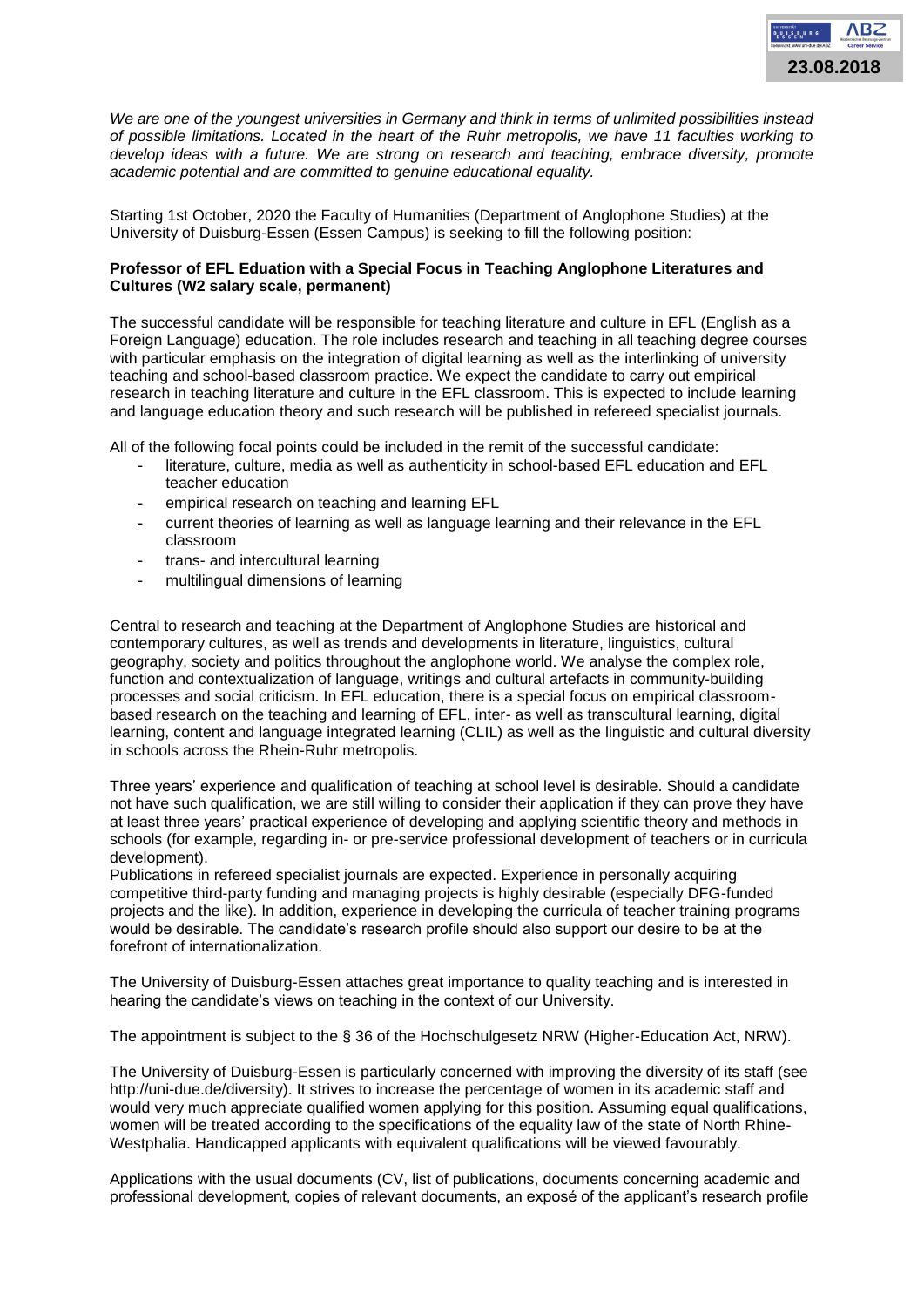*We are one of the youngest universities in Germany and think in terms of unlimited possibilities instead of possible limitations. Located in the heart of the Ruhr metropolis, we have 11 faculties working to develop ideas with a future. We are strong on research and teaching, embrace diversity, promote academic potential and are committed to genuine educational equality.*

Starting 1st October, 2020 the Faculty of Humanities (Department of Anglophone Studies) at the University of Duisburg-Essen (Essen Campus) is seeking to fill the following position:

**Professor of EFL Eduation with a Special Focus in Teaching Anglophone Literatures and Cultures (W2 salary scale, permanent)**

The successful candidate will be responsible for teaching literature and culture in EFL (English as a Foreign Language) education. The role includes research and teaching in all teaching degree courses with particular emphasis on the integration of digital learning as well as the interlinking of university teaching and school-based classroom practice. We expect the candidate to carry out empirical research in teaching literature and culture in the EFL classroom. This is expected to include learning and language education theory and such research will be published in refereed specialist journals.

All of the following focal points could be included in the remit of the successful candidate:

- literature, culture, media as well as authenticity in school-based EFL education and EFL teacher education
- empirical research on teaching and learning EFL
- current theories of learning as well as language learning and their relevance in the EFL classroom
- trans- and intercultural learning
- multilingual dimensions of learning

Central to research and teaching at the Department of Anglophone Studies are historical and contemporary cultures, as well as trends and developments in literature, linguistics, cultural geography, society and politics throughout the anglophone world. We analyse the complex role, function and contextualization of language, writings and cultural artefacts in community-building processes and social criticism. In EFL education, there is a special focus on empirical classroom-based research on the teaching and learning of EFL, inter- as well as transcultural learning, digital learning, content and language integrated learning (CLIL) as well as the linguistic and cultural diversity in schools across the Rhein-Ruhr metropolis.

Three years' experience and qualification of teaching at school level is desirable. Should a candidate not have such qualification, we are still willing to consider their application if they can prove they have at least three years' practical experience of developing and applying scientific theory and methods in schools (for example, regarding in- or pre-service professional development of teachers or in curricula development).

Publications in refereed specialist journals are expected. Experience in personally acquiring competitive third-party funding and managing projects is highly desirable (especially DFG-funded projects and the like). In addition, experience in developing the curricula of teacher training programs would be desirable. The candidate's research profile should also support our desire to be at the forefront of internationalization.

The University of Duisburg-Essen attaches great importance to quality teaching and is interested in hearing the candidate's views on teaching in the context of our University.

The appointment is subject to the § 36 of the Hochschulgesetz NRW (Higher-Education Act, NRW).

The University of Duisburg-Essen is particularly concerned with improving the diversity of its staff (see http://uni-due.de/diversity). It strives to increase the percentage of women in its academic staff and would very much appreciate qualified women applying for this position. Assuming equal qualifications, women will be treated according to the specifications of the equality law of the state of North Rhine-Westphalia. Handicapped applicants with equivalent qualifications will be viewed favourably.

Applications with the usual documents (CV, list of publications, documents concerning academic and professional development, copies of relevant documents, an exposé of the applicant's research profile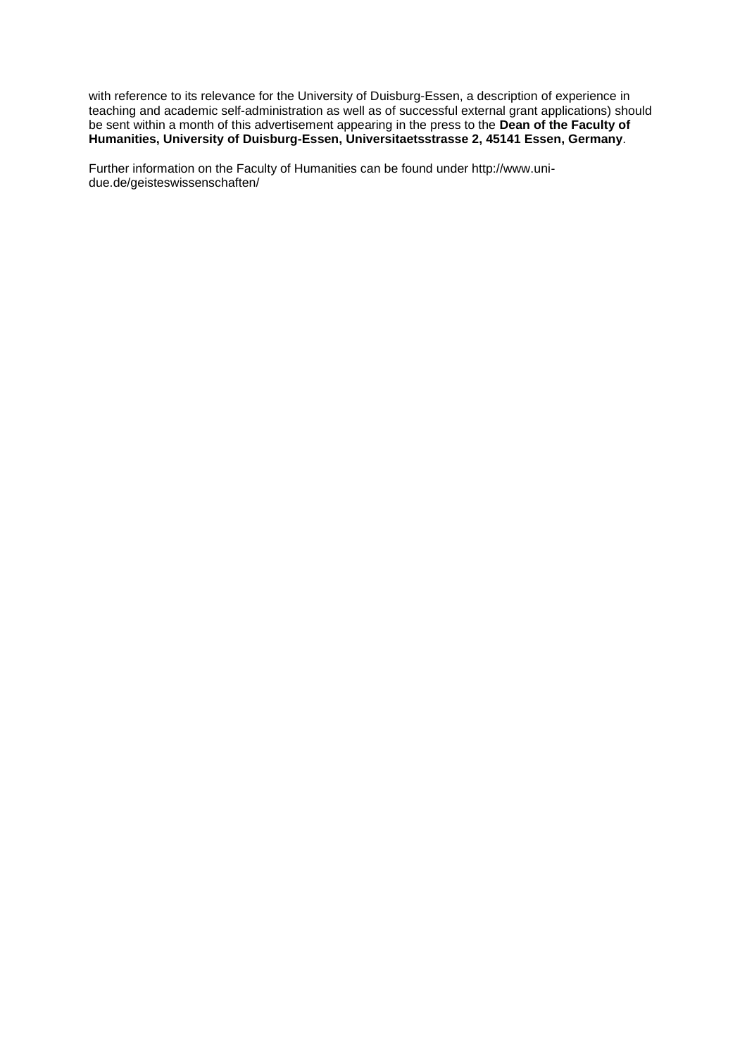with reference to its relevance for the University of Duisburg-Essen, a description of experience in teaching and academic self-administration as well as of successful external grant applications) should be sent within a month of this advertisement appearing in the press to the **Dean of the Faculty of Humanities, University of Duisburg-Essen, Universitaetsstrasse 2, 45141 Essen, Germany**.

Further information on the Faculty of Humanities can be found under http://www.uni-due.de/geisteswissenschaften/